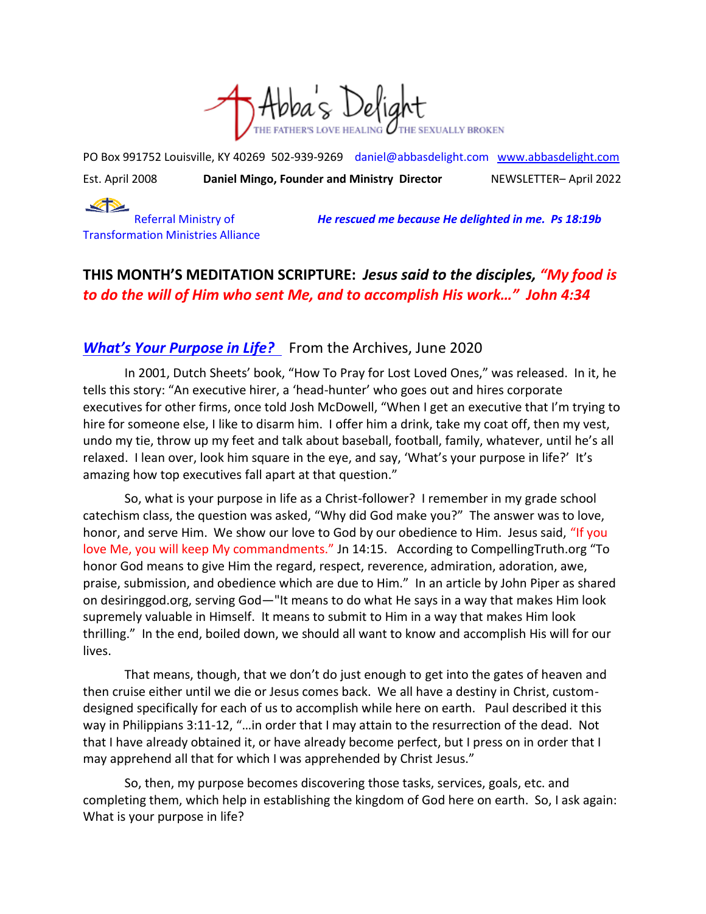# Abba's Delight

THE FATHER'S LOVE HEALING THE SEXUALLY BROKEN

PO Box 991752 Louisville, KY 40269 502-939-9269 daniel@abbasdelight.com www.abbasdelight.com

Est. April 2008 **Daniel Mingo, Founder and Ministry Director** NEWSLETTER– April 2022

Referral Ministry of Transformation Ministries Alliance

***He rescued me because He delighted in me. Ps 18:19b***

## THIS MONTH'S MEDITATION SCRIPTURE: *Jesus said to the disciples, "My food is to do the will of Him who sent Me, and to accomplish His work…" John 4:34*

### *What's Your Purpose in Life?* From the Archives, June 2020

In 2001, Dutch Sheets' book, "How To Pray for Lost Loved Ones," was released. In it, he tells this story: "An executive hirer, a 'head-hunter' who goes out and hires corporate executives for other firms, once told Josh McDowell, "When I get an executive that I'm trying to hire for someone else, I like to disarm him. I offer him a drink, take my coat off, then my vest, undo my tie, throw up my feet and talk about baseball, football, family, whatever, until he's all relaxed. I lean over, look him square in the eye, and say, 'What's your purpose in life?' It's amazing how top executives fall apart at that question."

So, what is your purpose in life as a Christ-follower? I remember in my grade school catechism class, the question was asked, "Why did God make you?" The answer was to love, honor, and serve Him. We show our love to God by our obedience to Him. Jesus said, "If you love Me, you will keep My commandments." Jn 14:15. According to CompellingTruth.org "To honor God means to give Him the regard, respect, reverence, admiration, adoration, awe, praise, submission, and obedience which are due to Him." In an article by John Piper as shared on desiringgod.org, serving God—"It means to do what He says in a way that makes Him look supremely valuable in Himself. It means to submit to Him in a way that makes Him look thrilling." In the end, boiled down, we should all want to know and accomplish His will for our lives.

That means, though, that we don't do just enough to get into the gates of heaven and then cruise either until we die or Jesus comes back. We all have a destiny in Christ, custom-designed specifically for each of us to accomplish while here on earth. Paul described it this way in Philippians 3:11-12, "…in order that I may attain to the resurrection of the dead. Not that I have already obtained it, or have already become perfect, but I press on in order that I may apprehend all that for which I was apprehended by Christ Jesus."

So, then, my purpose becomes discovering those tasks, services, goals, etc. and completing them, which help in establishing the kingdom of God here on earth. So, I ask again: What is your purpose in life?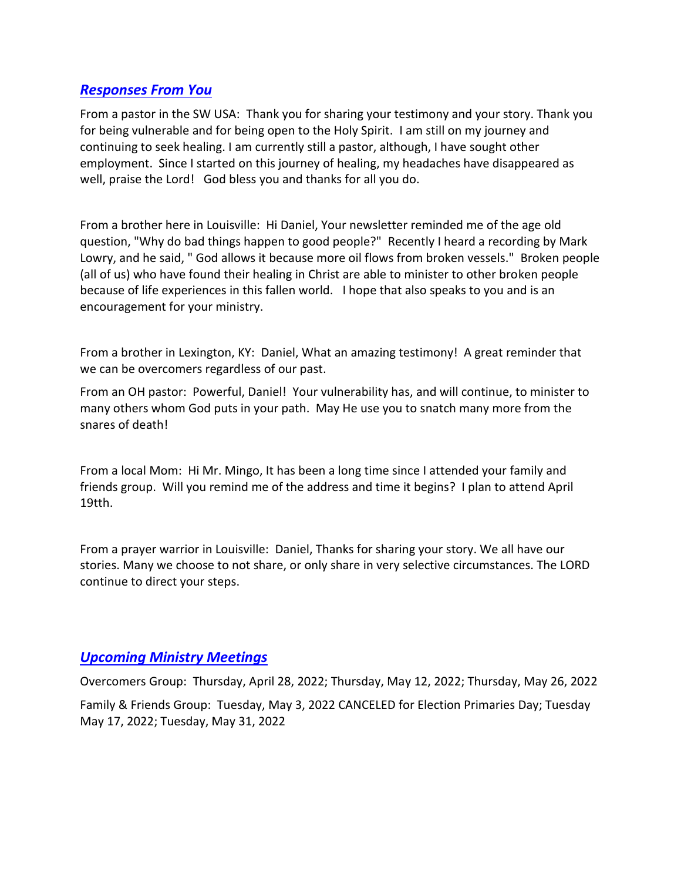## ***Responses From You***

From a pastor in the SW USA: Thank you for sharing your testimony and your story. Thank you for being vulnerable and for being open to the Holy Spirit. I am still on my journey and continuing to seek healing. I am currently still a pastor, although, I have sought other employment. Since I started on this journey of healing, my headaches have disappeared as well, praise the Lord! God bless you and thanks for all you do.

From a brother here in Louisville: Hi Daniel, Your newsletter reminded me of the age old question, "Why do bad things happen to good people?" Recently I heard a recording by Mark Lowry, and he said, " God allows it because more oil flows from broken vessels." Broken people (all of us) who have found their healing in Christ are able to minister to other broken people because of life experiences in this fallen world. I hope that also speaks to you and is an encouragement for your ministry.

From a brother in Lexington, KY: Daniel, What an amazing testimony! A great reminder that we can be overcomers regardless of our past.

From an OH pastor: Powerful, Daniel! Your vulnerability has, and will continue, to minister to many others whom God puts in your path. May He use you to snatch many more from the snares of death!

From a local Mom: Hi Mr. Mingo, It has been a long time since I attended your family and friends group. Will you remind me of the address and time it begins? I plan to attend April 19tth.

From a prayer warrior in Louisville: Daniel, Thanks for sharing your story. We all have our stories. Many we choose to not share, or only share in very selective circumstances. The LORD continue to direct your steps.

## ***Upcoming Ministry Meetings***

Overcomers Group: Thursday, April 28, 2022; Thursday, May 12, 2022; Thursday, May 26, 2022

Family & Friends Group: Tuesday, May 3, 2022 CANCELED for Election Primaries Day; Tuesday May 17, 2022; Tuesday, May 31, 2022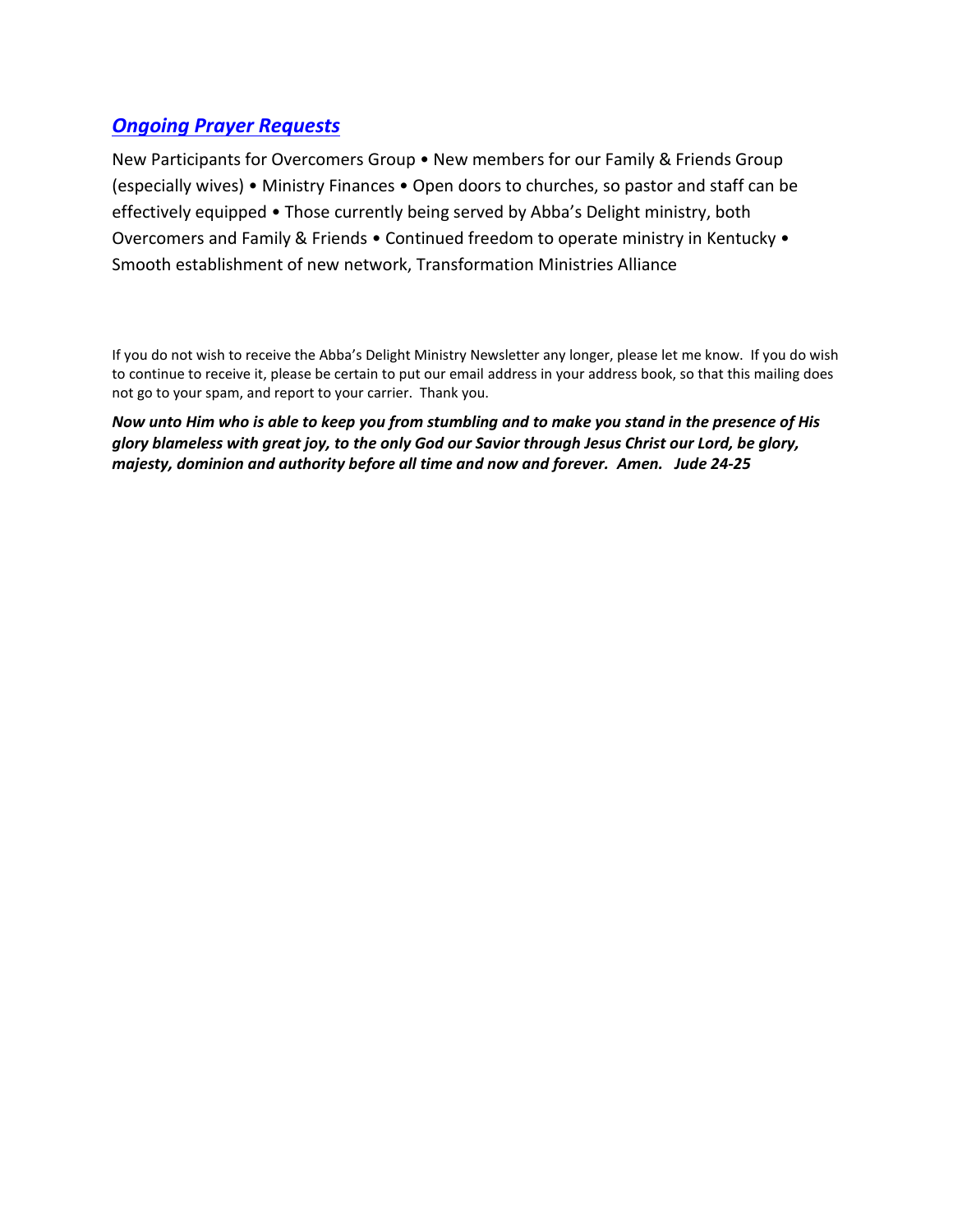## ***Ongoing Prayer Requests***

New Participants for Overcomers Group • New members for our Family & Friends Group (especially wives) • Ministry Finances • Open doors to churches, so pastor and staff can be effectively equipped • Those currently being served by Abba's Delight ministry, both Overcomers and Family & Friends • Continued freedom to operate ministry in Kentucky • Smooth establishment of new network, Transformation Ministries Alliance

If you do not wish to receive the Abba's Delight Ministry Newsletter any longer, please let me know. If you do wish to continue to receive it, please be certain to put our email address in your address book, so that this mailing does not go to your spam, and report to your carrier. Thank you.

***Now unto Him who is able to keep you from stumbling and to make you stand in the presence of His glory blameless with great joy, to the only God our Savior through Jesus Christ our Lord, be glory, majesty, dominion and authority before all time and now and forever. Amen. Jude 24-25***